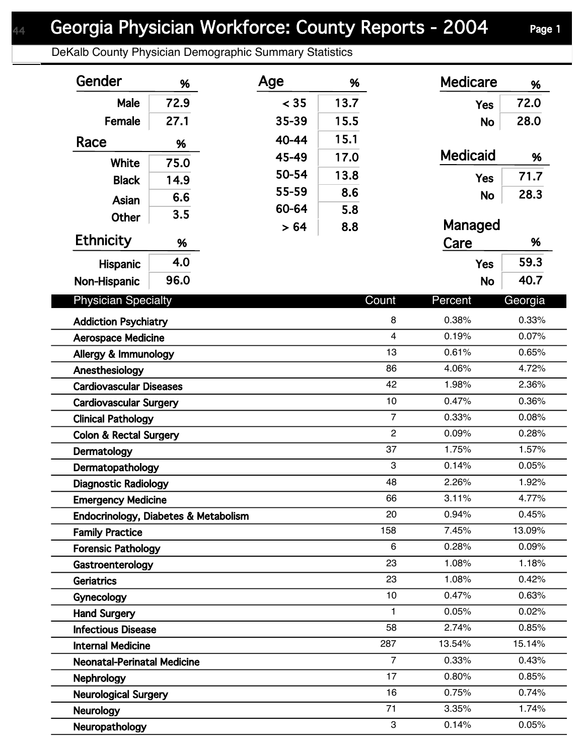# Georgia Physician Workforce: County Reports - 2004

## DeKalb County Physician Demographic Summary Statistics

### Gender

| Gender | % |
|---|---|
| Male | 72.9 |
| Female | 27.1 |

### Race

| Race | % |
|---|---|
| White | 75.0 |
| Black | 14.9 |
| Asian | 6.6 |
| Other | 3.5 |

### Ethnicity

| Ethnicity | % |
|---|---|
| Hispanic | 4.0 |
| Non-Hispanic | 96.0 |

### Age

| Age | % |
|---|---|
| < 35 | 13.7 |
| 35-39 | 15.5 |
| 40-44 | 15.1 |
| 45-49 | 17.0 |
| 50-54 | 13.8 |
| 55-59 | 8.6 |
| 60-64 | 5.8 |
| > 64 | 8.8 |

### Medicare

| Medicare | % |
|---|---|
| Yes | 72.0 |
| No | 28.0 |

### Medicaid

| Medicaid | % |
|---|---|
| Yes | 71.7 |
| No | 28.3 |

### Managed Care

| Managed Care | % |
|---|---|
| Yes | 59.3 |
| No | 40.7 |

### Physician Specialty

| Physician Specialty | Count | Percent | Georgia |
|---|---|---|---|
| Addiction Psychiatry | 8 | 0.38% | 0.33% |
| Aerospace Medicine | 4 | 0.19% | 0.07% |
| Allergy & Immunology | 13 | 0.61% | 0.65% |
| Anesthesiology | 86 | 4.06% | 4.72% |
| Cardiovascular Diseases | 42 | 1.98% | 2.36% |
| Cardiovascular Surgery | 10 | 0.47% | 0.36% |
| Clinical Pathology | 7 | 0.33% | 0.08% |
| Colon & Rectal Surgery | 2 | 0.09% | 0.28% |
| Dermatology | 37 | 1.75% | 1.57% |
| Dermatopathology | 3 | 0.14% | 0.05% |
| Diagnostic Radiology | 48 | 2.26% | 1.92% |
| Emergency Medicine | 66 | 3.11% | 4.77% |
| Endocrinology, Diabetes & Metabolism | 20 | 0.94% | 0.45% |
| Family Practice | 158 | 7.45% | 13.09% |
| Forensic Pathology | 6 | 0.28% | 0.09% |
| Gastroenterology | 23 | 1.08% | 1.18% |
| Geriatrics | 23 | 1.08% | 0.42% |
| Gynecology | 10 | 0.47% | 0.63% |
| Hand Surgery | 1 | 0.05% | 0.02% |
| Infectious Disease | 58 | 2.74% | 0.85% |
| Internal Medicine | 287 | 13.54% | 15.14% |
| Neonatal-Perinatal Medicine | 7 | 0.33% | 0.43% |
| Nephrology | 17 | 0.80% | 0.85% |
| Neurological Surgery | 16 | 0.75% | 0.74% |
| Neurology | 71 | 3.35% | 1.74% |
| Neuropathology | 3 | 0.14% | 0.05% |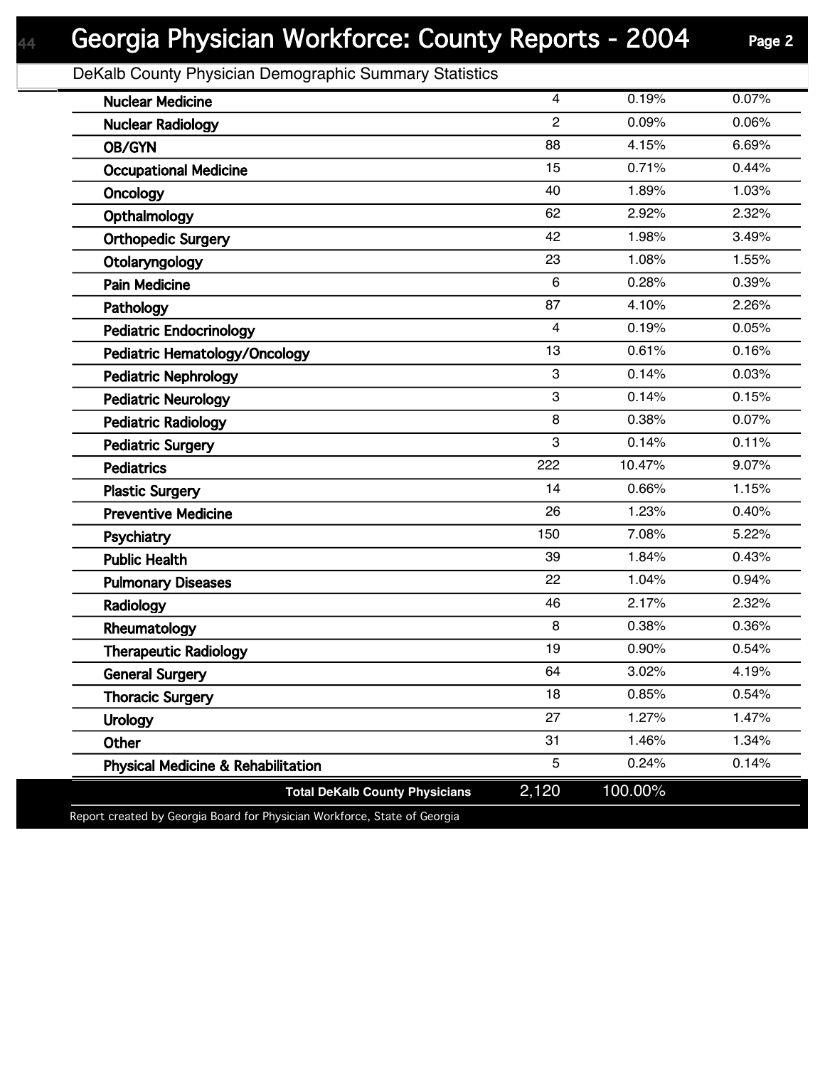## DeKalb County Physician Demographic Summary Statistics

| | | | |
|---|---|---|---|
| Nuclear Medicine | 4 | 0.19% | 0.07% |
| Nuclear Radiology | 2 | 0.09% | 0.06% |
| OB/GYN | 88 | 4.15% | 6.69% |
| Occupational Medicine | 15 | 0.71% | 0.44% |
| Oncology | 40 | 1.89% | 1.03% |
| Opthalmology | 62 | 2.92% | 2.32% |
| Orthopedic Surgery | 42 | 1.98% | 3.49% |
| Otolaryngology | 23 | 1.08% | 1.55% |
| Pain Medicine | 6 | 0.28% | 0.39% |
| Pathology | 87 | 4.10% | 2.26% |
| Pediatric Endocrinology | 4 | 0.19% | 0.05% |
| Pediatric Hematology/Oncology | 13 | 0.61% | 0.16% |
| Pediatric Nephrology | 3 | 0.14% | 0.03% |
| Pediatric Neurology | 3 | 0.14% | 0.15% |
| Pediatric Radiology | 8 | 0.38% | 0.07% |
| Pediatric Surgery | 3 | 0.14% | 0.11% |
| Pediatrics | 222 | 10.47% | 9.07% |
| Plastic Surgery | 14 | 0.66% | 1.15% |
| Preventive Medicine | 26 | 1.23% | 0.40% |
| Psychiatry | 150 | 7.08% | 5.22% |
| Public Health | 39 | 1.84% | 0.43% |
| Pulmonary Diseases | 22 | 1.04% | 0.94% |
| Radiology | 46 | 2.17% | 2.32% |
| Rheumatology | 8 | 0.38% | 0.36% |
| Therapeutic Radiology | 19 | 0.90% | 0.54% |
| General Surgery | 64 | 3.02% | 4.19% |
| Thoracic Surgery | 18 | 0.85% | 0.54% |
| Urology | 27 | 1.27% | 1.47% |
| Other | 31 | 1.46% | 1.34% |
| Physical Medicine & Rehabilitation | 5 | 0.24% | 0.14% |
| **Total DeKalb County Physicians** | 2,120 | 100.00% | |

Report created by Georgia Board for Physician Workforce, State of Georgia